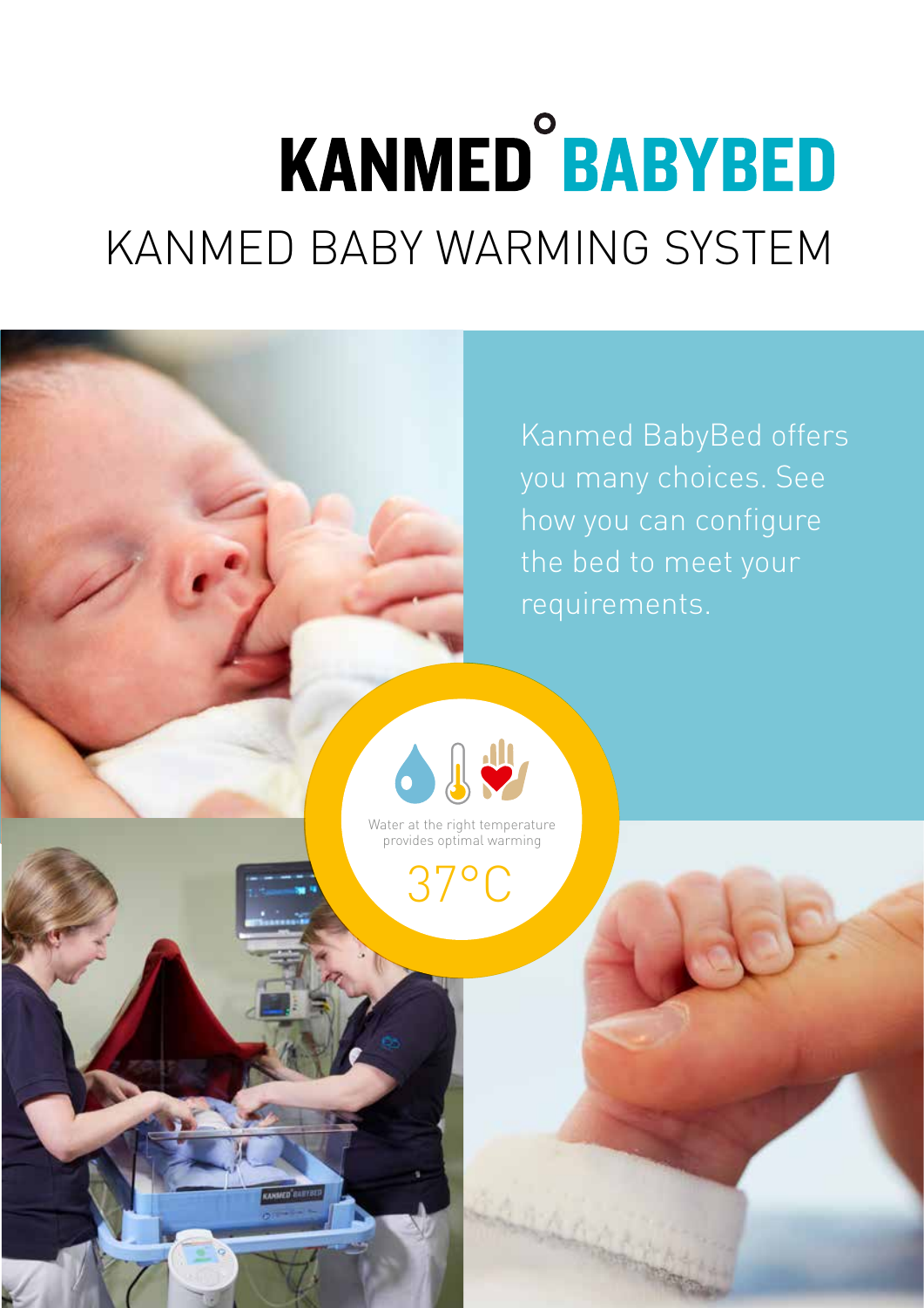# KANMED° BABYBED

## KANMED BABY WARMING SYSTEM

Kanmed BabyBed offers you many choices. See how you can configure the bed to meet your requirements.

Water at the right temperature provides optimal warming

37°C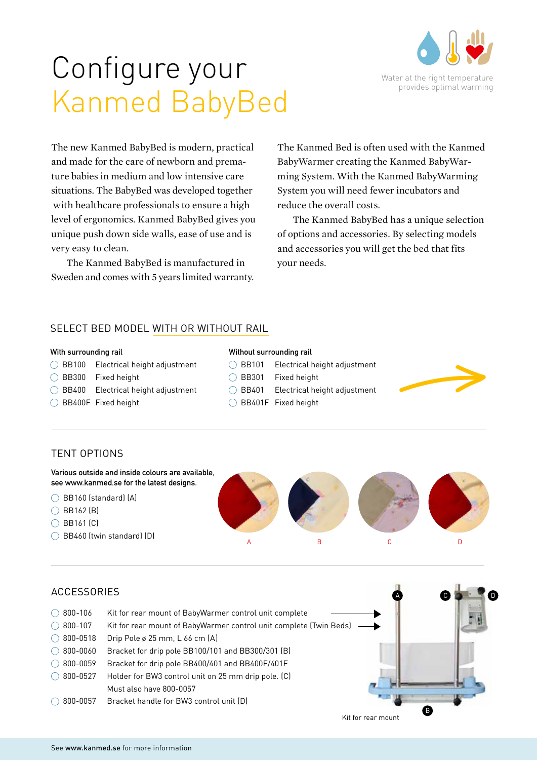# Configure your Kanmed BabyBed

Water at the right temperature provides optimal warming

The new Kanmed BabyBed is modern, practical and made for the care of newborn and premature babies in medium and low intensive care situations. The BabyBed was developed together with healthcare professionals to ensure a high level of ergonomics. Kanmed BabyBed gives you unique push down side walls, ease of use and is very easy to clean.

The Kanmed BabyBed is manufactured in Sweden and comes with 5 years limited warranty.

The Kanmed Bed is often used with the Kanmed BabyWarmer creating the Kanmed BabyWarming System. With the Kanmed BabyWarming System you will need fewer incubators and reduce the overall costs.

The Kanmed BabyBed has a unique selection of options and accessories. By selecting models and accessories you will get the bed that fits your needs.

## SELECT BED MODEL WITH OR WITHOUT RAIL

**With surrounding rail**

- ◯ BB100 Electrical height adjustment
- ◯ BB300 Fixed height
- ◯ BB400 Electrical height adjustment
- ◯ BB400F Fixed height

**Without surrounding rail**

- ◯ BB101 Electrical height adjustment
- ◯ BB301 Fixed height
- ◯ BB401 Electrical height adjustment
- ◯ BB401F Fixed height

## TENT OPTIONS

**Various outside and inside colours are available, see www.kanmed.se for the latest designs.**

- ◯ BB160 (standard) (A)
- ◯ BB162 (B)
- ◯ BB161 (C)
- ◯ BB460 (twin standard) (D)

A B C D

## ACCESSORIES

- ◯ 800-106 Kit for rear mount of BabyWarmer control unit complete
- ◯ 800-107 Kit for rear mount of BabyWarmer control unit complete (Twin Beds)
- ◯ 800-0518 Drip Pole ø 25 mm, L 66 cm (A)
- ◯ 800-0060 Bracket for drip pole BB100/101 and BB300/301 (B)
- ◯ 800-0059 Bracket for drip pole BB400/401 and BB400F/401F
- ◯ 800-0527 Holder for BW3 control unit on 25 mm drip pole. (C) Must also have 800-0057
- ◯ 800-0057 Bracket handle for BW3 control unit (D)

Kit for rear mount

See **www.kanmed.se** for more information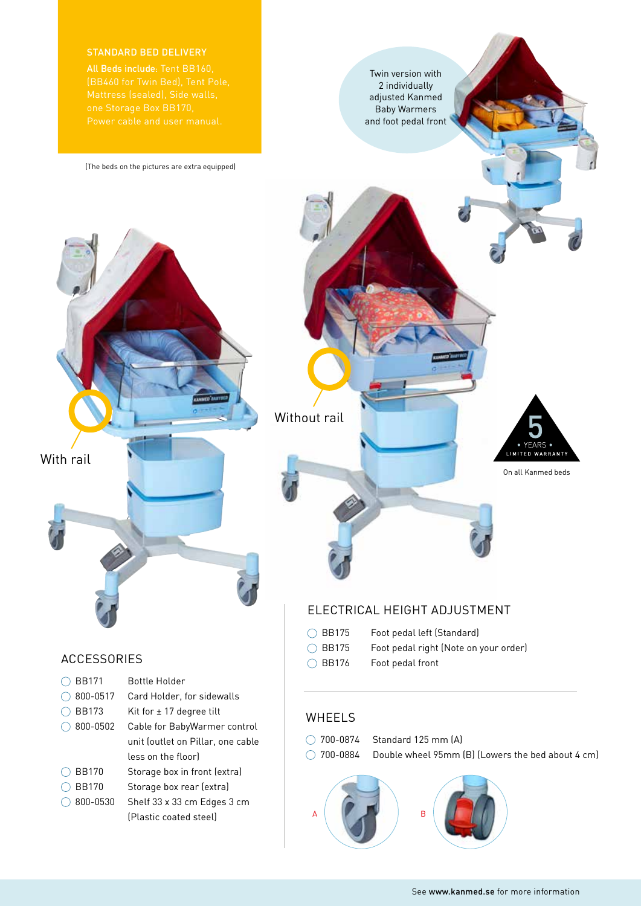## STANDARD BED DELIVERY

**All Beds include**: Tent BB160, (BB460 for Twin Bed), Tent Pole, Mattress (sealed), Side walls, one Storage Box BB170, Power cable and user manual.

(The beds on the pictures are extra equipped)

Twin version with 2 individually adjusted Kanmed Baby Warmers and foot pedal front

With rail

Without rail

5 YEARS LIMITED WARRANTY

On all Kanmed beds

## ACCESSORIES

| | |
|---|---|
| BB171 | Bottle Holder |
| 800-0517 | Card Holder, for sidewalls |
| BB173 | Kit for ± 17 degree tilt |
| 800-0502 | Cable for BabyWarmer control unit (outlet on Pillar, one cable less on the floor) |
| BB170 | Storage box in front (extra) |
| BB170 | Storage box rear (extra) |
| 800-0530 | Shelf 33 x 33 cm Edges 3 cm (Plastic coated steel) |

## ELECTRICAL HEIGHT ADJUSTMENT

| | |
|---|---|
| BB175 | Foot pedal left (Standard) |
| BB175 | Foot pedal right (Note on your order) |
| BB176 | Foot pedal front |

## WHEELS

| | |
|---|---|
| 700-0874 | Standard 125 mm (A) |
| 700-0884 | Double wheel 95mm (B) (Lowers the bed about 4 cm) |

A

B

See **www.kanmed.se** for more information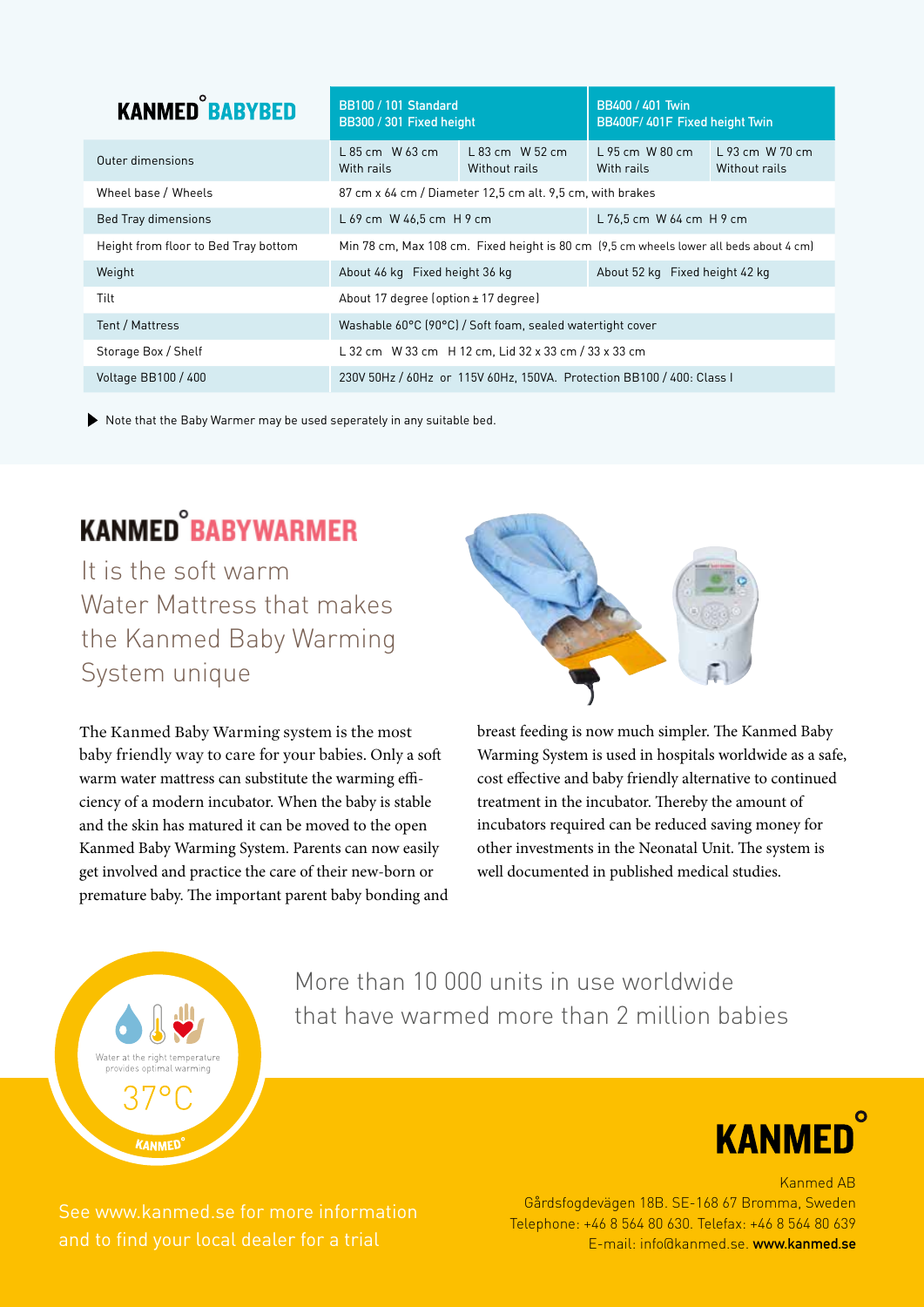| KANMED° BABYBED | BB100 / 101 Standard<br>BB300 / 301 Fixed height | | BB400 / 401 Twin<br>BB400F/ 401F Fixed height Twin | |
|---|---|---|---|---|
| Outer dimensions | L 85 cm W 63 cm<br>With rails | L 83 cm W 52 cm<br>Without rails | L 95 cm W 80 cm<br>With rails | L 93 cm W 70 cm<br>Without rails |
| Wheel base / Wheels | 87 cm x 64 cm / Diameter 12,5 cm alt. 9,5 cm, with brakes | | | |
| Bed Tray dimensions | L 69 cm W 46,5 cm H 9 cm | | L 76,5 cm W 64 cm H 9 cm | |
| Height from floor to Bed Tray bottom | Min 78 cm, Max 108 cm. Fixed height is 80 cm (9,5 cm wheels lower all beds about 4 cm) | | | |
| Weight | About 46 kg Fixed height 36 kg | | About 52 kg Fixed height 42 kg | |
| Tilt | About 17 degree (option ± 17 degree) | | | |
| Tent / Mattress | Washable 60°C (90°C) / Soft foam, sealed watertight cover | | | |
| Storage Box / Shelf | L 32 cm W 33 cm H 12 cm, Lid 32 x 33 cm / 33 x 33 cm | | | |
| Voltage BB100 / 400 | 230V 50Hz / 60Hz or 115V 60Hz, 150VA. Protection BB100 / 400: Class I | | | |

▶ Note that the Baby Warmer may be used seperately in any suitable bed.

# KANMED° BABYWARMER

## It is the soft warm Water Mattress that makes the Kanmed Baby Warming System unique

The Kanmed Baby Warming system is the most baby friendly way to care for your babies. Only a soft warm water mattress can substitute the warming efficiency of a modern incubator. When the baby is stable and the skin has matured it can be moved to the open Kanmed Baby Warming System. Parents can now easily get involved and practice the care of their new-born or premature baby. The important parent baby bonding and breast feeding is now much simpler. The Kanmed Baby Warming System is used in hospitals worldwide as a safe, cost effective and baby friendly alternative to continued treatment in the incubator. Thereby the amount of incubators required can be reduced saving money for other investments in the Neonatal Unit. The system is well documented in published medical studies.

Water at the right temperature provides optimal warming

37°C

KANMED°

More than 10 000 units in use worldwide that have warmed more than 2 million babies

See www.kanmed.se for more information and to find your local dealer for a trial

**KANMED°**

Kanmed AB
Gårdsfogdevägen 18B. SE-168 67 Bromma, Sweden
Telephone: +46 8 564 80 630. Telefax: +46 8 564 80 639
E-mail: info@kanmed.se. **www.kanmed.se**